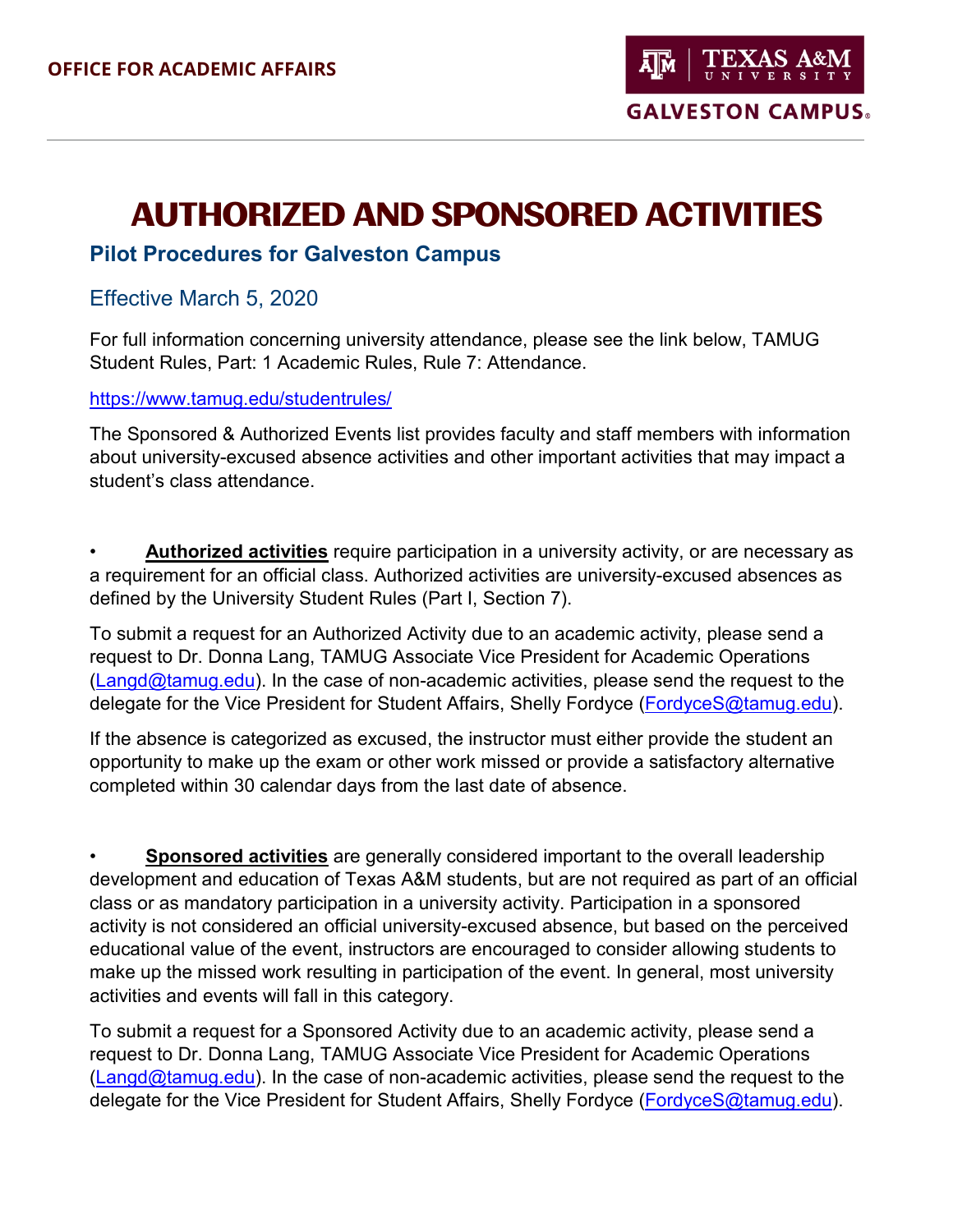OFFICE FOR ACADEMIC AFFAIRS

TEXAS A&M UNIVERSITY
GALVESTON CAMPUS

# AUTHORIZED AND SPONSORED ACTIVITIES

## Pilot Procedures for Galveston Campus

### Effective March 5, 2020

For full information concerning university attendance, please see the link below, TAMUG Student Rules, Part: 1 Academic Rules, Rule 7: Attendance.

https://www.tamug.edu/studentrules/

The Sponsored & Authorized Events list provides faculty and staff members with information about university-excused absence activities and other important activities that may impact a student's class attendance.

- **Authorized activities** require participation in a university activity, or are necessary as a requirement for an official class. Authorized activities are university-excused absences as defined by the University Student Rules (Part I, Section 7).

To submit a request for an Authorized Activity due to an academic activity, please send a request to Dr. Donna Lang, TAMUG Associate Vice President for Academic Operations (Langd@tamug.edu). In the case of non-academic activities, please send the request to the delegate for the Vice President for Student Affairs, Shelly Fordyce (FordyceS@tamug.edu).

If the absence is categorized as excused, the instructor must either provide the student an opportunity to make up the exam or other work missed or provide a satisfactory alternative completed within 30 calendar days from the last date of absence.

- **Sponsored activities** are generally considered important to the overall leadership development and education of Texas A&M students, but are not required as part of an official class or as mandatory participation in a university activity. Participation in a sponsored activity is not considered an official university-excused absence, but based on the perceived educational value of the event, instructors are encouraged to consider allowing students to make up the missed work resulting in participation of the event. In general, most university activities and events will fall in this category.

To submit a request for a Sponsored Activity due to an academic activity, please send a request to Dr. Donna Lang, TAMUG Associate Vice President for Academic Operations (Langd@tamug.edu). In the case of non-academic activities, please send the request to the delegate for the Vice President for Student Affairs, Shelly Fordyce (FordyceS@tamug.edu).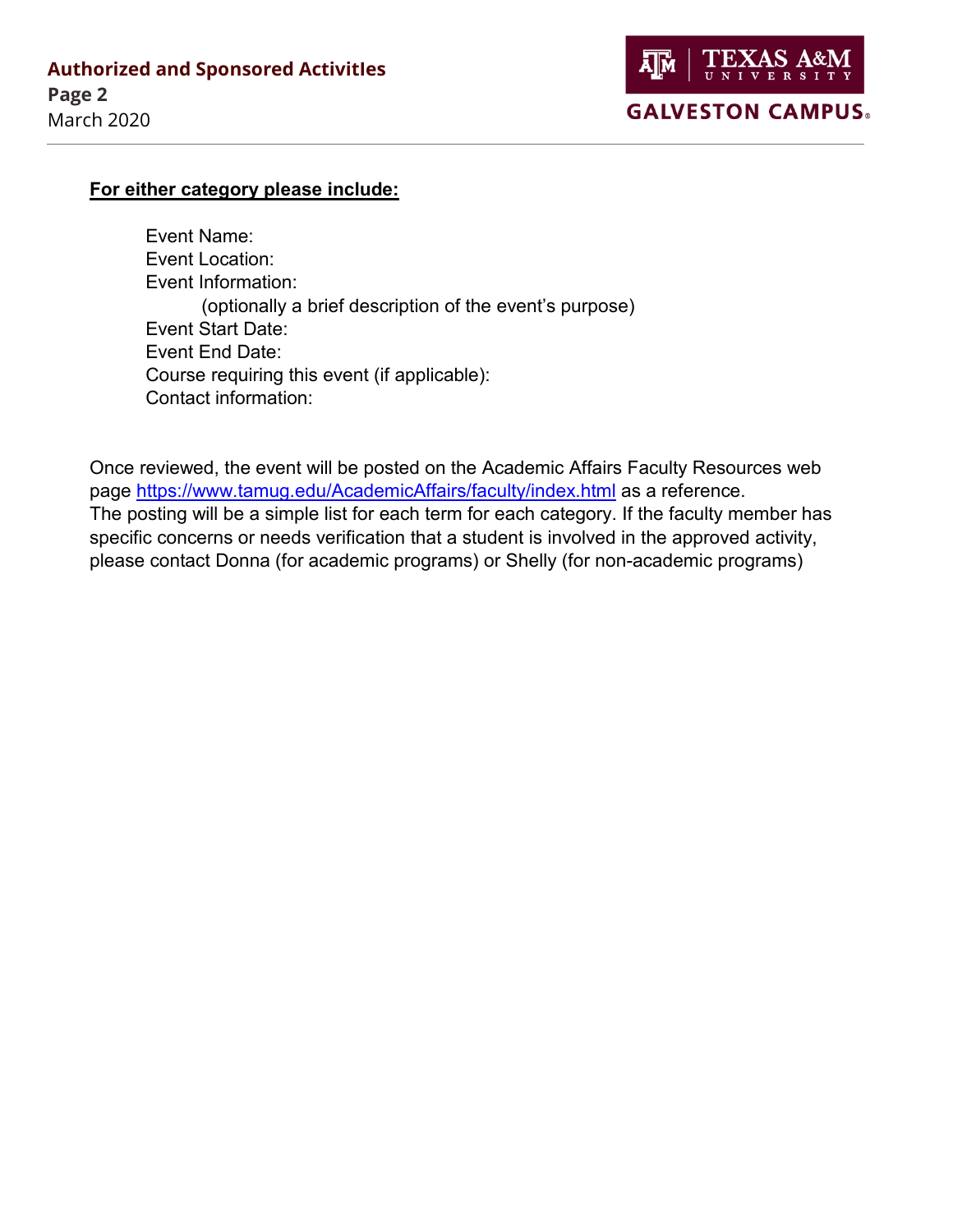**For either category please include:**

Event Name:
Event Location:
Event Information:
(optionally a brief description of the event's purpose)
Event Start Date:
Event End Date:
Course requiring this event (if applicable):
Contact information:

Once reviewed, the event will be posted on the Academic Affairs Faculty Resources web page https://www.tamug.edu/AcademicAffairs/faculty/index.html as a reference. The posting will be a simple list for each term for each category. If the faculty member has specific concerns or needs verification that a student is involved in the approved activity, please contact Donna (for academic programs) or Shelly (for non-academic programs)